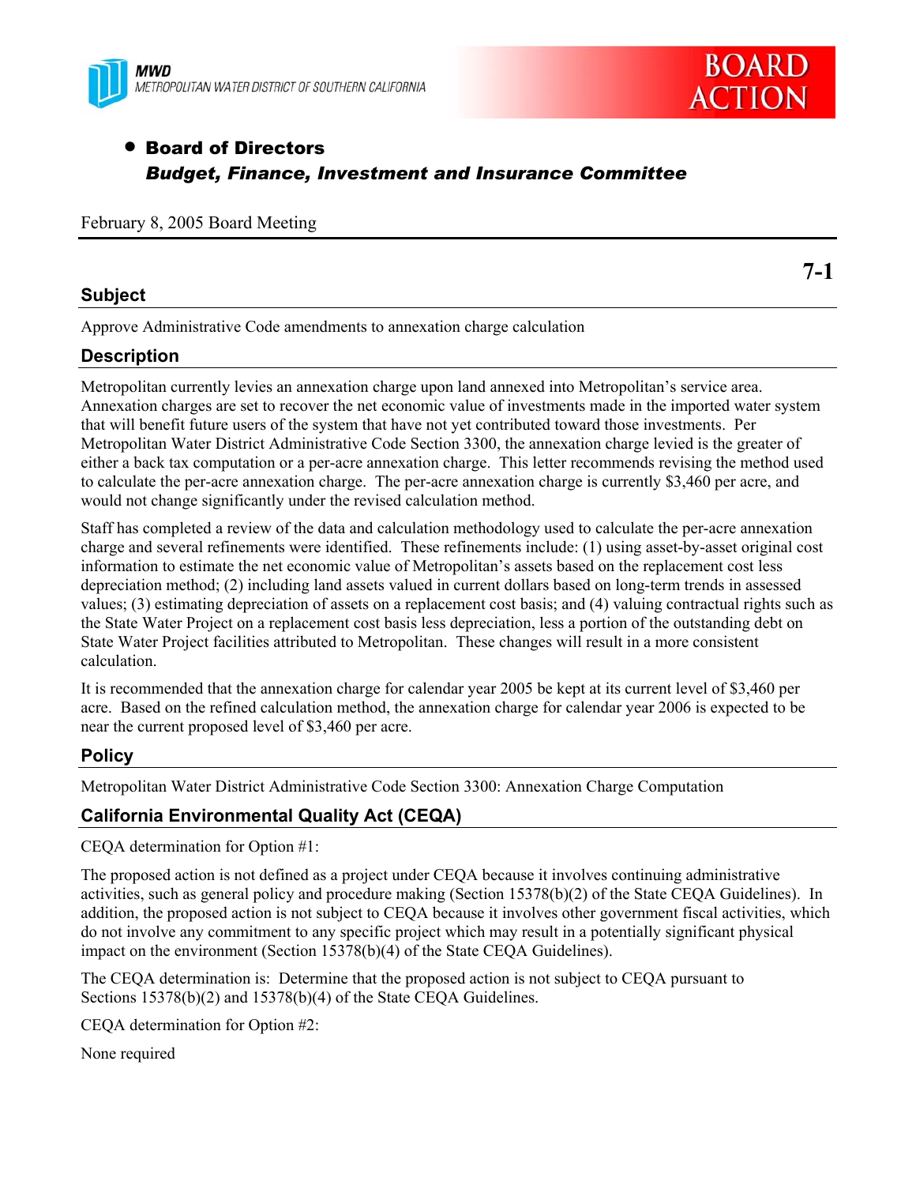MWD
METROPOLITAN WATER DISTRICT OF SOUTHERN CALIFORNIA

BOARD ACTION

- **Board of Directors**
  ***Budget, Finance, Investment and Insurance Committee***

February 8, 2005 Board Meeting

**7-1**

## Subject

Approve Administrative Code amendments to annexation charge calculation

## Description

Metropolitan currently levies an annexation charge upon land annexed into Metropolitan's service area. Annexation charges are set to recover the net economic value of investments made in the imported water system that will benefit future users of the system that have not yet contributed toward those investments. Per Metropolitan Water District Administrative Code Section 3300, the annexation charge levied is the greater of either a back tax computation or a per-acre annexation charge. This letter recommends revising the method used to calculate the per-acre annexation charge. The per-acre annexation charge is currently $3,460 per acre, and would not change significantly under the revised calculation method.

Staff has completed a review of the data and calculation methodology used to calculate the per-acre annexation charge and several refinements were identified. These refinements include: (1) using asset-by-asset original cost information to estimate the net economic value of Metropolitan's assets based on the replacement cost less depreciation method; (2) including land assets valued in current dollars based on long-term trends in assessed values; (3) estimating depreciation of assets on a replacement cost basis; and (4) valuing contractual rights such as the State Water Project on a replacement cost basis less depreciation, less a portion of the outstanding debt on State Water Project facilities attributed to Metropolitan. These changes will result in a more consistent calculation.

It is recommended that the annexation charge for calendar year 2005 be kept at its current level of $3,460 per acre. Based on the refined calculation method, the annexation charge for calendar year 2006 is expected to be near the current proposed level of $3,460 per acre.

## Policy

Metropolitan Water District Administrative Code Section 3300: Annexation Charge Computation

## California Environmental Quality Act (CEQA)

CEQA determination for Option #1:

The proposed action is not defined as a project under CEQA because it involves continuing administrative activities, such as general policy and procedure making (Section 15378(b)(2) of the State CEQA Guidelines). In addition, the proposed action is not subject to CEQA because it involves other government fiscal activities, which do not involve any commitment to any specific project which may result in a potentially significant physical impact on the environment (Section 15378(b)(4) of the State CEQA Guidelines).

The CEQA determination is: Determine that the proposed action is not subject to CEQA pursuant to Sections 15378(b)(2) and 15378(b)(4) of the State CEQA Guidelines.

CEQA determination for Option #2:

None required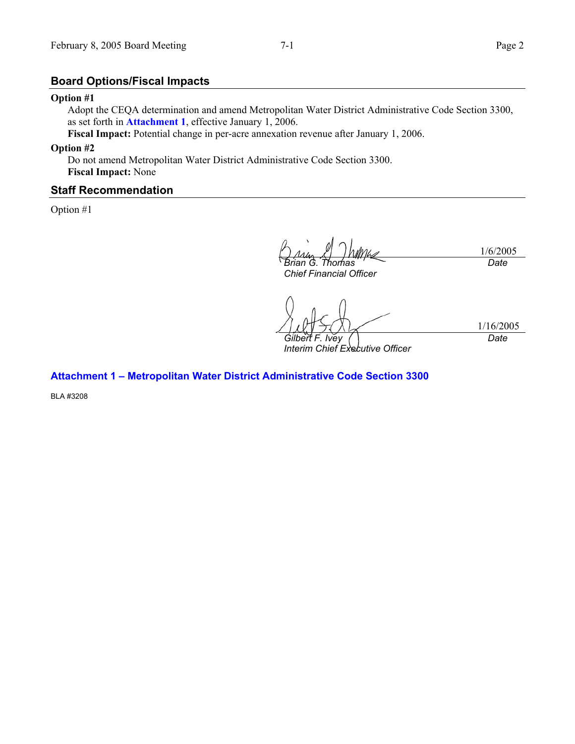## Board Options/Fiscal Impacts

**Option #1**

Adopt the CEQA determination and amend Metropolitan Water District Administrative Code Section 3300, as set forth in **Attachment 1**, effective January 1, 2006.

**Fiscal Impact:** Potential change in per-acre annexation revenue after January 1, 2006.

**Option #2**

Do not amend Metropolitan Water District Administrative Code Section 3300.

**Fiscal Impact:** None

## Staff Recommendation

Option #1

| | |
|---|---|
| *Brian G. Thomas*<br>*Chief Financial Officer* | 1/6/2005<br>*Date* |
| *Gilbert F. Ivey*<br>*Interim Chief Executive Officer* | 1/16/2005<br>*Date* |

**Attachment 1 – Metropolitan Water District Administrative Code Section 3300**

BLA #3208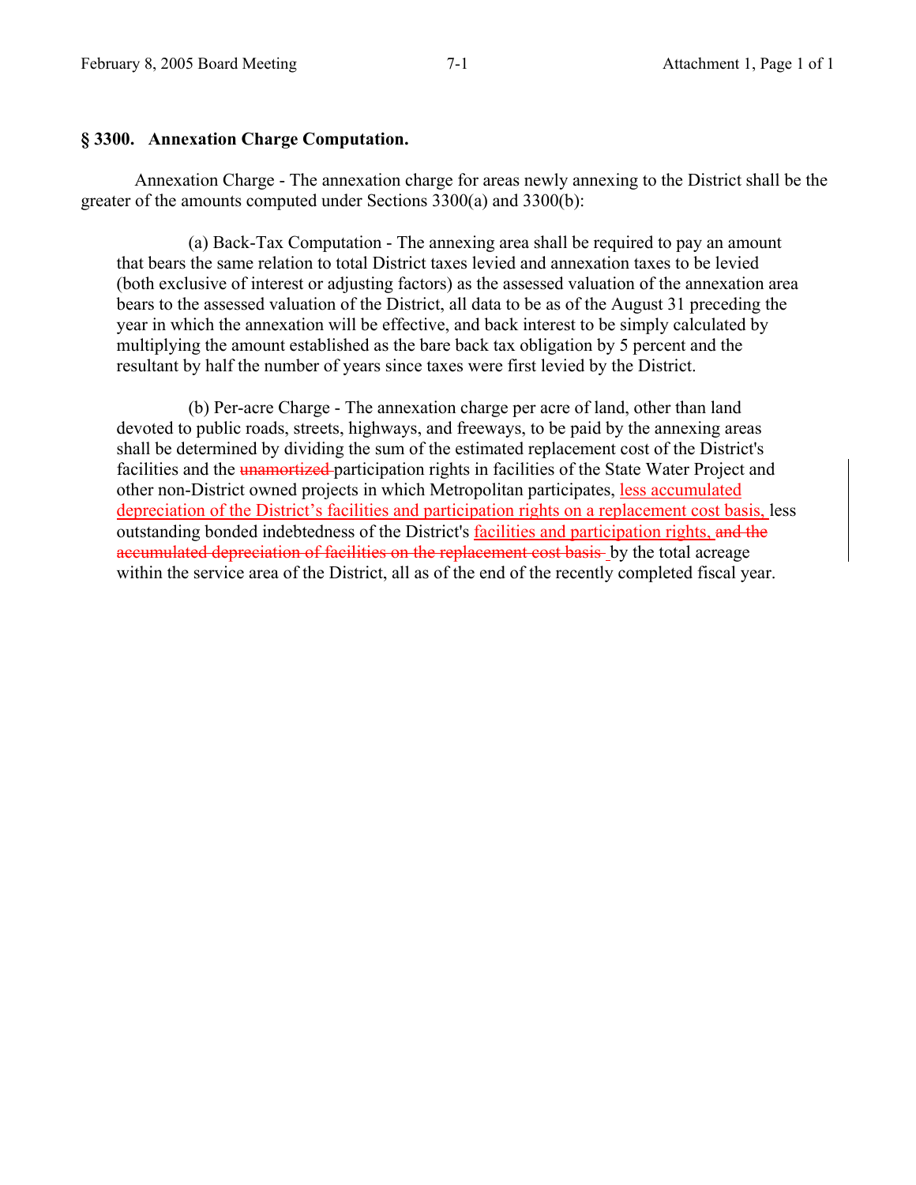## § 3300. Annexation Charge Computation.

Annexation Charge - The annexation charge for areas newly annexing to the District shall be the greater of the amounts computed under Sections 3300(a) and 3300(b):

(a) Back-Tax Computation - The annexing area shall be required to pay an amount that bears the same relation to total District taxes levied and annexation taxes to be levied (both exclusive of interest or adjusting factors) as the assessed valuation of the annexation area bears to the assessed valuation of the District, all data to be as of the August 31 preceding the year in which the annexation will be effective, and back interest to be simply calculated by multiplying the amount established as the bare back tax obligation by 5 percent and the resultant by half the number of years since taxes were first levied by the District.

(b) Per-acre Charge - The annexation charge per acre of land, other than land devoted to public roads, streets, highways, and freeways, to be paid by the annexing areas shall be determined by dividing the sum of the estimated replacement cost of the District's facilities and the ~~unamortized~~ participation rights in facilities of the State Water Project and other non-District owned projects in which Metropolitan participates, <u>less accumulated depreciation of the District's facilities and participation rights on a replacement cost basis,</u> less outstanding bonded indebtedness of the District's <u>facilities and participation rights,</u> ~~and the accumulated depreciation of facilities on the replacement cost basis~~ by the total acreage within the service area of the District, all as of the end of the recently completed fiscal year.